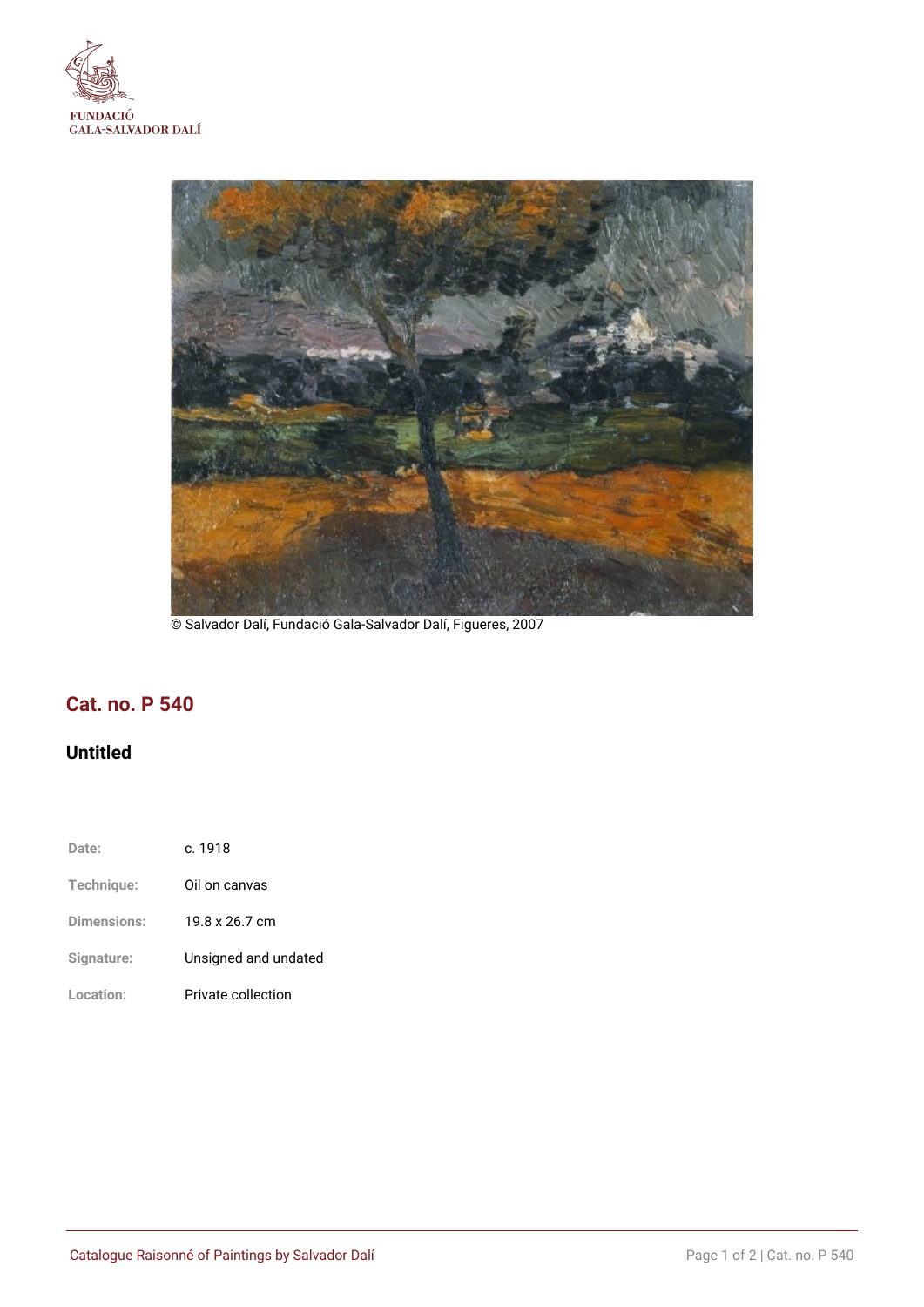FUNDACIÓ
GALA-SALVADOR DALÍ

© Salvador Dalí, Fundació Gala-Salvador Dalí, Figueres, 2007

## Cat. no. P 540

### Untitled

| | |
|---|---|
| Date: | c. 1918 |
| Technique: | Oil on canvas |
| Dimensions: | 19.8 x 26.7 cm |
| Signature: | Unsigned and undated |
| Location: | Private collection |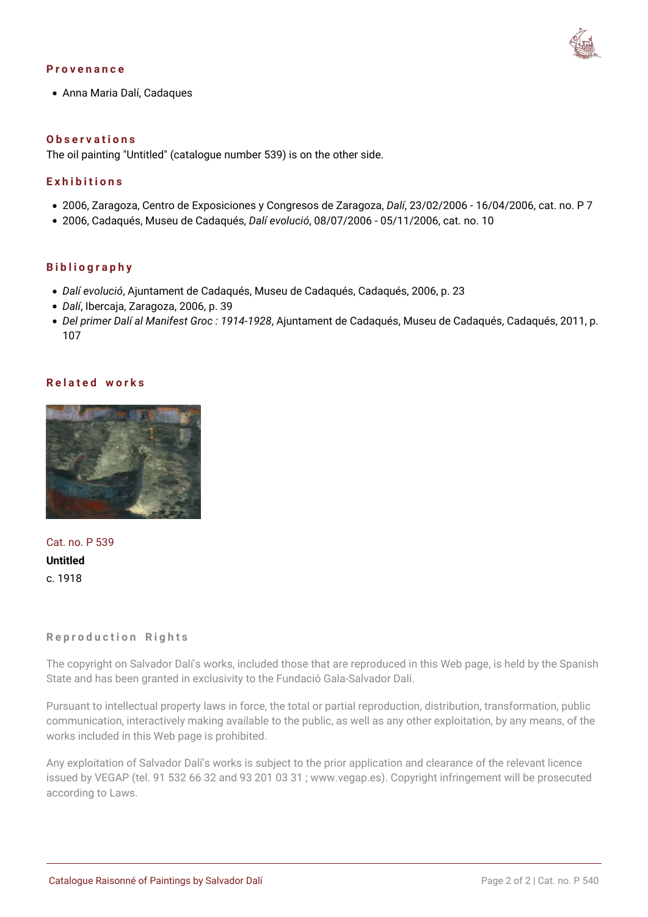## Provenance

- Anna Maria Dalí, Cadaques

## Observations

The oil painting "Untitled" (catalogue number 539) is on the other side.

## Exhibitions

- 2006, Zaragoza, Centro de Exposiciones y Congresos de Zaragoza, *Dalí*, 23/02/2006 - 16/04/2006, cat. no. P 7
- 2006, Cadaqués, Museu de Cadaqués, *Dalí evolució*, 08/07/2006 - 05/11/2006, cat. no. 10

## Bibliography

- *Dalí evolució*, Ajuntament de Cadaqués, Museu de Cadaqués, Cadaqués, 2006, p. 23
- *Dalí*, Ibercaja, Zaragoza, 2006, p. 39
- *Del primer Dalí al Manifest Groc : 1914-1928*, Ajuntament de Cadaqués, Museu de Cadaqués, Cadaqués, 2011, p. 107

## Related works

Cat. no. P 539

**Untitled**

c. 1918

## Reproduction Rights

The copyright on Salvador Dalí's works, included those that are reproduced in this Web page, is held by the Spanish State and has been granted in exclusivity to the Fundació Gala-Salvador Dalí.

Pursuant to intellectual property laws in force, the total or partial reproduction, distribution, transformation, public communication, interactively making available to the public, as well as any other exploitation, by any means, of the works included in this Web page is prohibited.

Any exploitation of Salvador Dalí's works is subject to the prior application and clearance of the relevant licence issued by VEGAP (tel. 91 532 66 32 and 93 201 03 31 ; www.vegap.es). Copyright infringement will be prosecuted according to Laws.